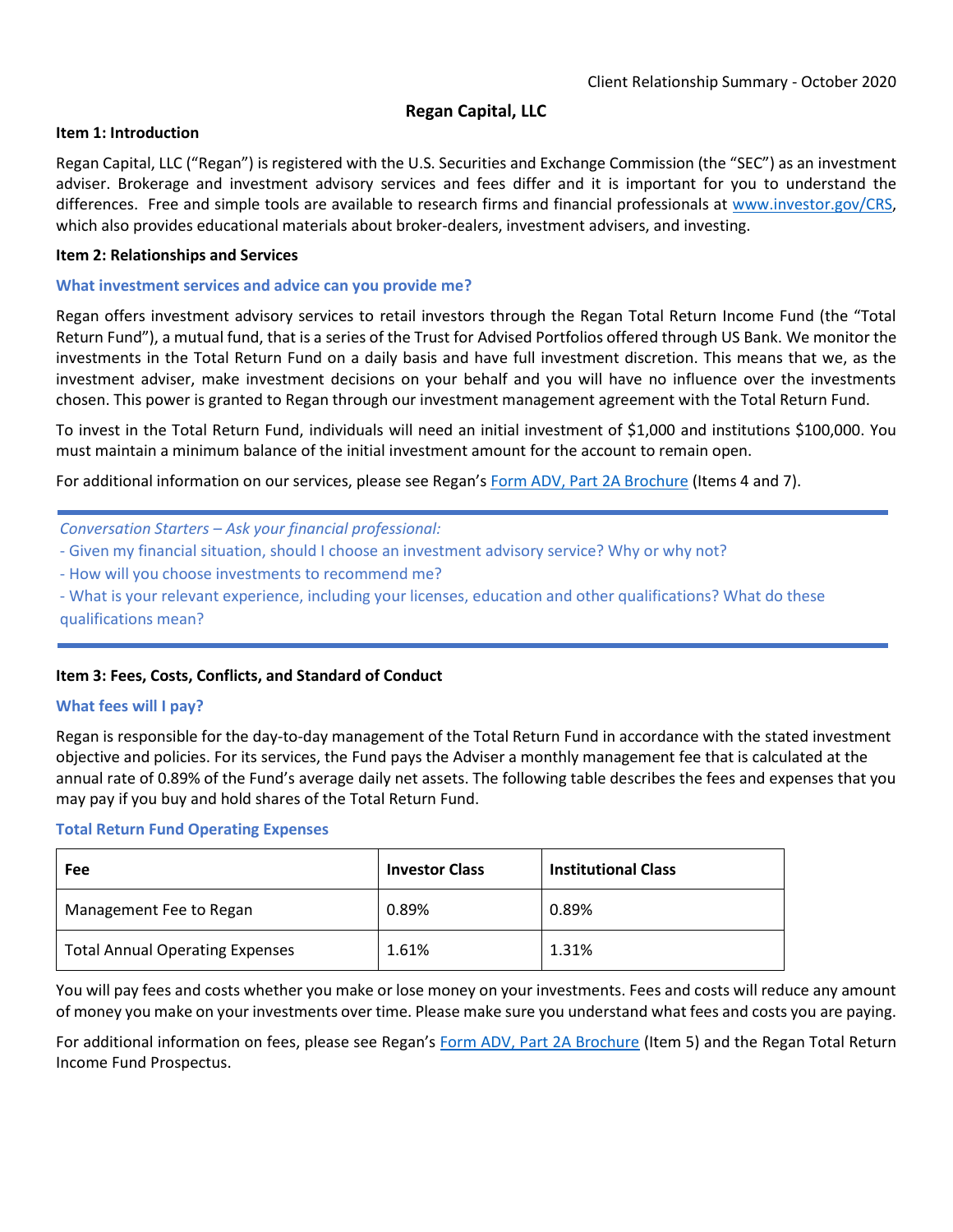Client Relationship Summary - October 2020

# Regan Capital, LLC

## Item 1: Introduction

Regan Capital, LLC ("Regan") is registered with the U.S. Securities and Exchange Commission (the "SEC") as an investment adviser. Brokerage and investment advisory services and fees differ and it is important for you to understand the differences. Free and simple tools are available to research firms and financial professionals at [www.investor.gov/CRS](www.investor.gov/CRS), which also provides educational materials about broker-dealers, investment advisers, and investing.

## Item 2: Relationships and Services

### What investment services and advice can you provide me?

Regan offers investment advisory services to retail investors through the Regan Total Return Income Fund (the "Total Return Fund"), a mutual fund, that is a series of the Trust for Advised Portfolios offered through US Bank. We monitor the investments in the Total Return Fund on a daily basis and have full investment discretion. This means that we, as the investment adviser, make investment decisions on your behalf and you will have no influence over the investments chosen. This power is granted to Regan through our investment management agreement with the Total Return Fund.

To invest in the Total Return Fund, individuals will need an initial investment of $1,000 and institutions $100,000. You must maintain a minimum balance of the initial investment amount for the account to remain open.

For additional information on our services, please see Regan's Form ADV, Part 2A Brochure (Items 4 and 7).

---

*Conversation Starters – Ask your financial professional:*

- Given my financial situation, should I choose an investment advisory service? Why or why not?
- How will you choose investments to recommend me?
- What is your relevant experience, including your licenses, education and other qualifications? What do these qualifications mean?

---

## Item 3: Fees, Costs, Conflicts, and Standard of Conduct

### What fees will I pay?

Regan is responsible for the day-to-day management of the Total Return Fund in accordance with the stated investment objective and policies. For its services, the Fund pays the Adviser a monthly management fee that is calculated at the annual rate of 0.89% of the Fund's average daily net assets. The following table describes the fees and expenses that you may pay if you buy and hold shares of the Total Return Fund.

### Total Return Fund Operating Expenses

| Fee | Investor Class | Institutional Class |
|---|---|---|
| Management Fee to Regan | 0.89% | 0.89% |
| Total Annual Operating Expenses | 1.61% | 1.31% |

You will pay fees and costs whether you make or lose money on your investments. Fees and costs will reduce any amount of money you make on your investments over time. Please make sure you understand what fees and costs you are paying.

For additional information on fees, please see Regan's Form ADV, Part 2A Brochure (Item 5) and the Regan Total Return Income Fund Prospectus.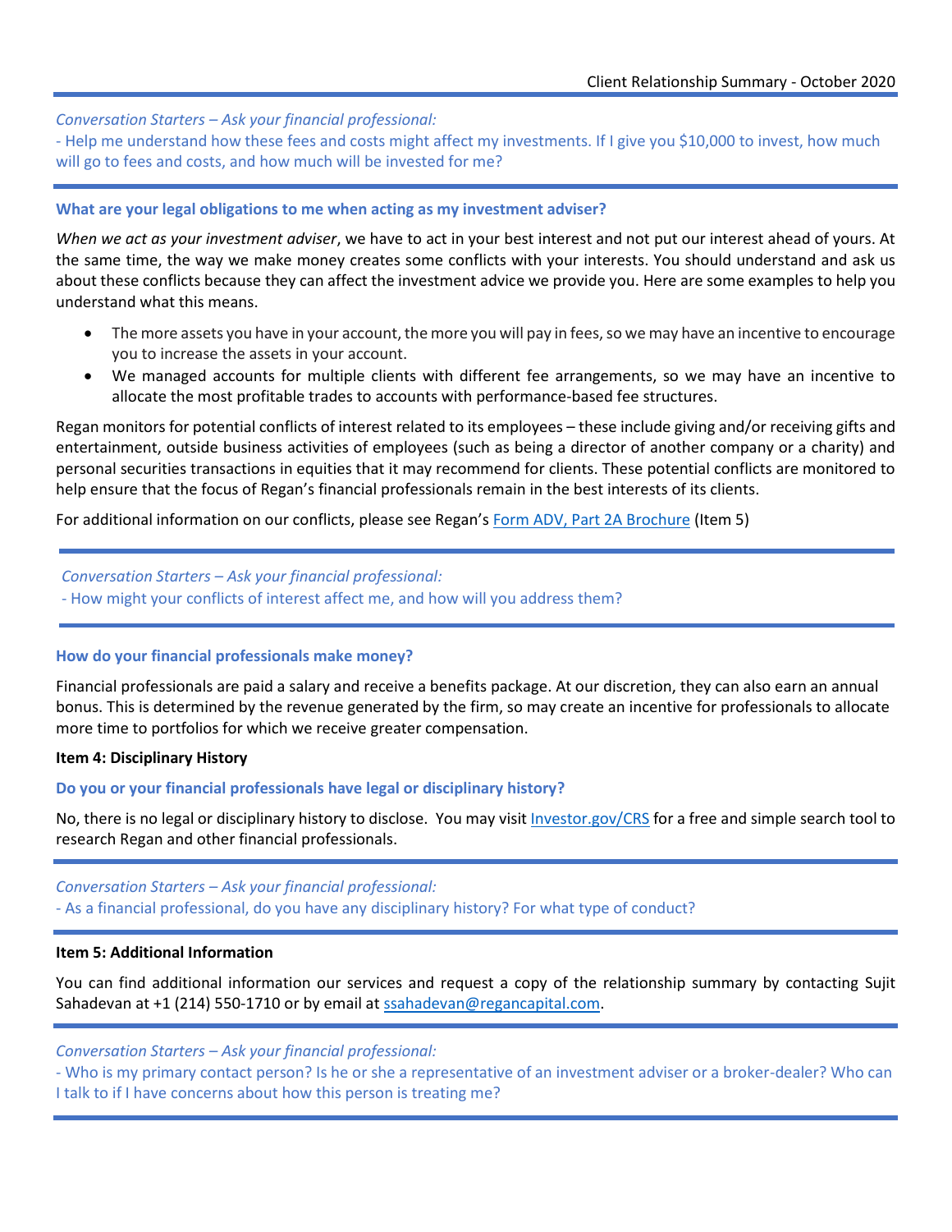*Conversation Starters – Ask your financial professional:*
- Help me understand how these fees and costs might affect my investments. If I give you $10,000 to invest, how much will go to fees and costs, and how much will be invested for me?

**What are your legal obligations to me when acting as my investment adviser?**

*When we act as your investment adviser*, we have to act in your best interest and not put our interest ahead of yours. At the same time, the way we make money creates some conflicts with your interests. You should understand and ask us about these conflicts because they can affect the investment advice we provide you. Here are some examples to help you understand what this means.

- The more assets you have in your account, the more you will pay in fees, so we may have an incentive to encourage you to increase the assets in your account.
- We managed accounts for multiple clients with different fee arrangements, so we may have an incentive to allocate the most profitable trades to accounts with performance-based fee structures.

Regan monitors for potential conflicts of interest related to its employees – these include giving and/or receiving gifts and entertainment, outside business activities of employees (such as being a director of another company or a charity) and personal securities transactions in equities that it may recommend for clients. These potential conflicts are monitored to help ensure that the focus of Regan's financial professionals remain in the best interests of its clients.

For additional information on our conflicts, please see Regan's Form ADV, Part 2A Brochure (Item 5)

*Conversation Starters – Ask your financial professional:*
- How might your conflicts of interest affect me, and how will you address them?

**How do your financial professionals make money?**

Financial professionals are paid a salary and receive a benefits package. At our discretion, they can also earn an annual bonus. This is determined by the revenue generated by the firm, so may create an incentive for professionals to allocate more time to portfolios for which we receive greater compensation.

**Item 4: Disciplinary History**

**Do you or your financial professionals have legal or disciplinary history?**

No, there is no legal or disciplinary history to disclose. You may visit Investor.gov/CRS for a free and simple search tool to research Regan and other financial professionals.

*Conversation Starters – Ask your financial professional:*
- As a financial professional, do you have any disciplinary history? For what type of conduct?

**Item 5: Additional Information**

You can find additional information our services and request a copy of the relationship summary by contacting Sujit Sahadevan at +1 (214) 550-1710 or by email at ssahadevan@regancapital.com.

*Conversation Starters – Ask your financial professional:*
- Who is my primary contact person? Is he or she a representative of an investment adviser or a broker-dealer? Who can I talk to if I have concerns about how this person is treating me?